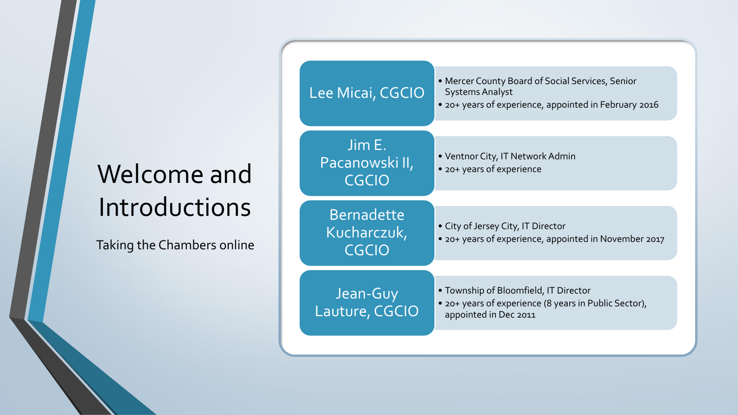# Welcome and Introductions

Taking the Chambers online

**Lee Micai, CGCIO**

- Mercer County Board of Social Services, Senior Systems Analyst
- 20+ years of experience, appointed in February 2016

**Jim E. Pacanowski II, CGCIO**

- Ventnor City, IT Network Admin
- 20+ years of experience

**Bernadette Kucharczuk, CGCIO**

- City of Jersey City, IT Director
- 20+ years of experience, appointed in November 2017

**Jean-Guy Lauture, CGCIO**

- Township of Bloomfield, IT Director
- 20+ years of experience (8 years in Public Sector), appointed in Dec 2011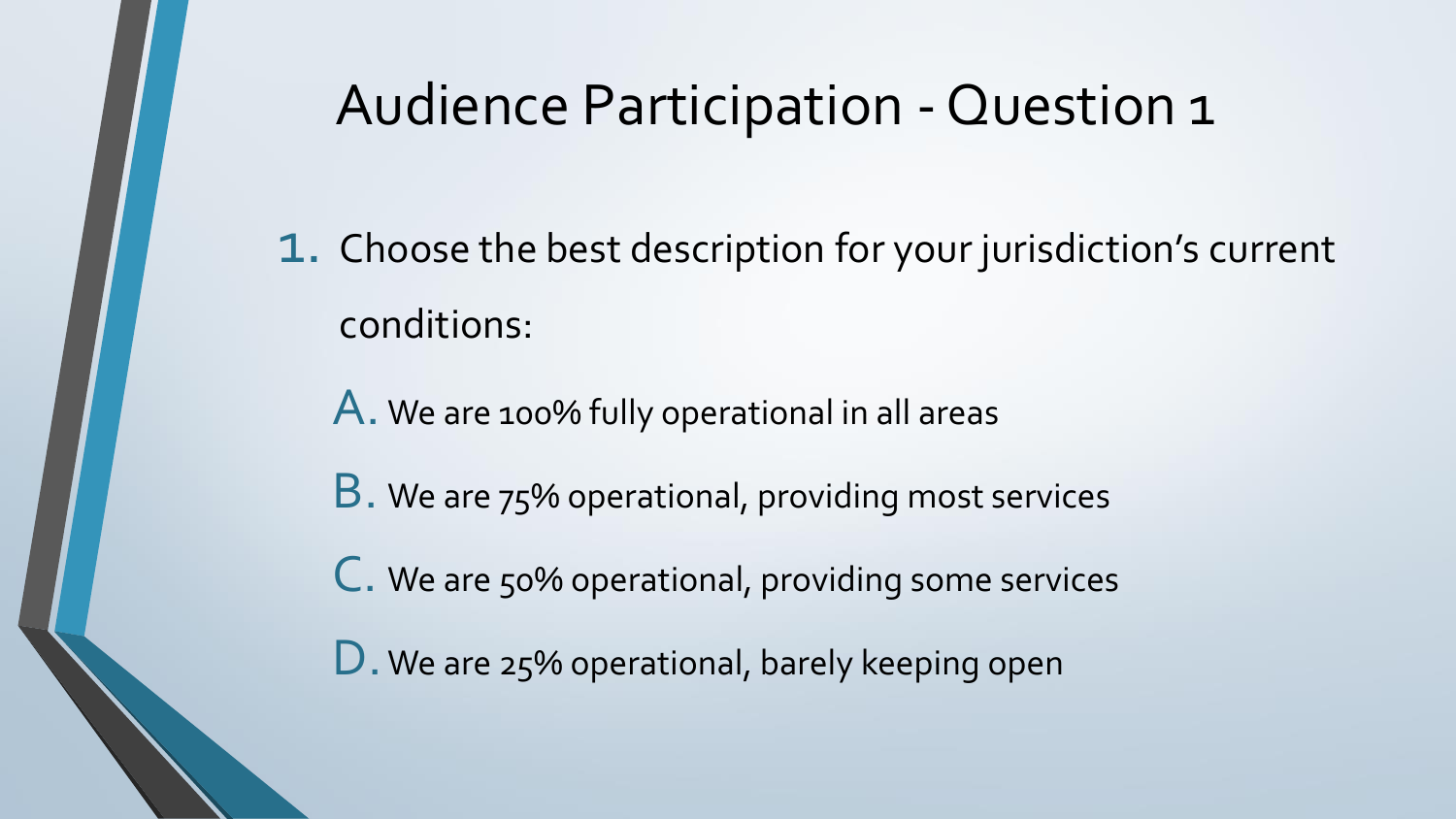# Audience Participation - Question 1

1. Choose the best description for your jurisdiction's current conditions:

   A. We are 100% fully operational in all areas

   B. We are 75% operational, providing most services

   C. We are 50% operational, providing some services

   D. We are 25% operational, barely keeping open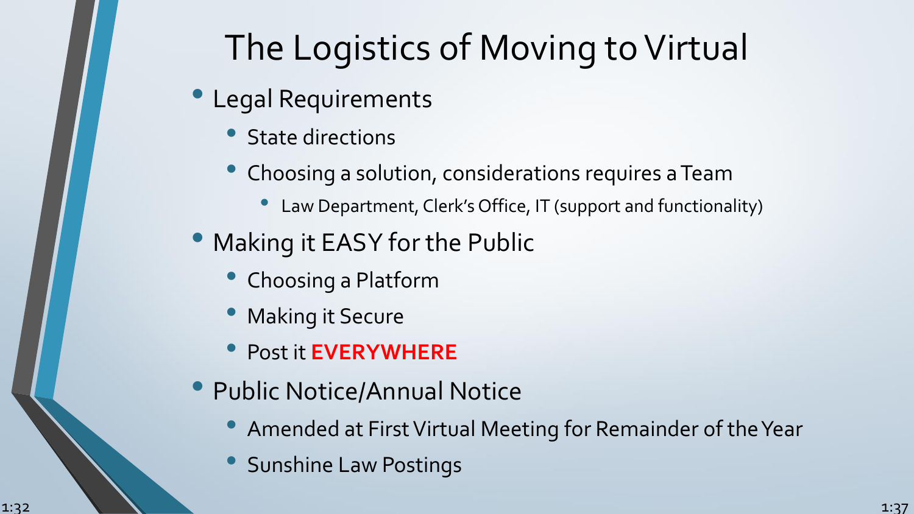# The Logistics of Moving to Virtual

- Legal Requirements
  - State directions
  - Choosing a solution, considerations requires a Team
    - Law Department, Clerk's Office, IT (support and functionality)
- Making it EASY for the Public
  - Choosing a Platform
  - Making it Secure
  - Post it **EVERYWHERE**
- Public Notice/Annual Notice
  - Amended at First Virtual Meeting for Remainder of the Year
  - Sunshine Law Postings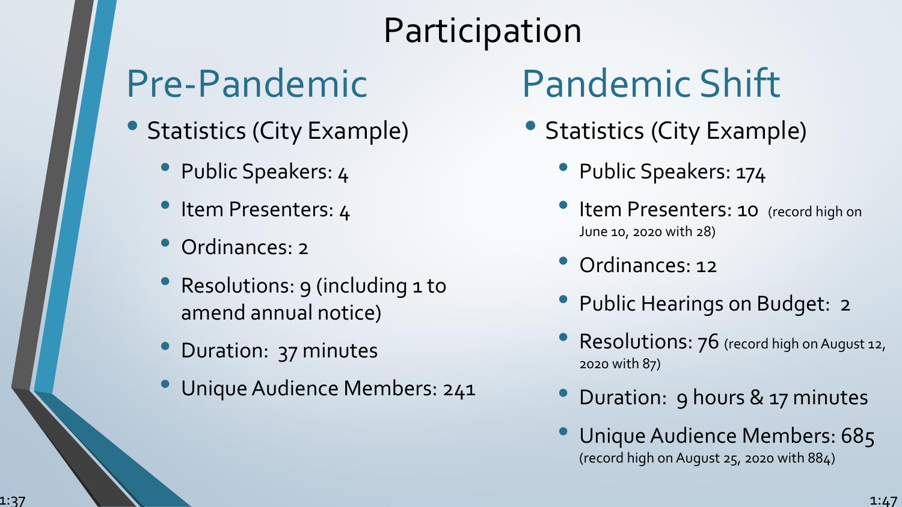# Participation

## Pre-Pandemic

- Statistics (City Example)
  - Public Speakers: 4
  - Item Presenters: 4
  - Ordinances: 2
  - Resolutions: 9 (including 1 to amend annual notice)
  - Duration: 37 minutes
  - Unique Audience Members: 241

## Pandemic Shift

- Statistics (City Example)
  - Public Speakers: 174
  - Item Presenters: 10 (record high on June 10, 2020 with 28)
  - Ordinances: 12
  - Public Hearings on Budget: 2
  - Resolutions: 76 (record high on August 12, 2020 with 87)
  - Duration: 9 hours & 17 minutes
  - Unique Audience Members: 685 (record high on August 25, 2020 with 884)

1:37

1:47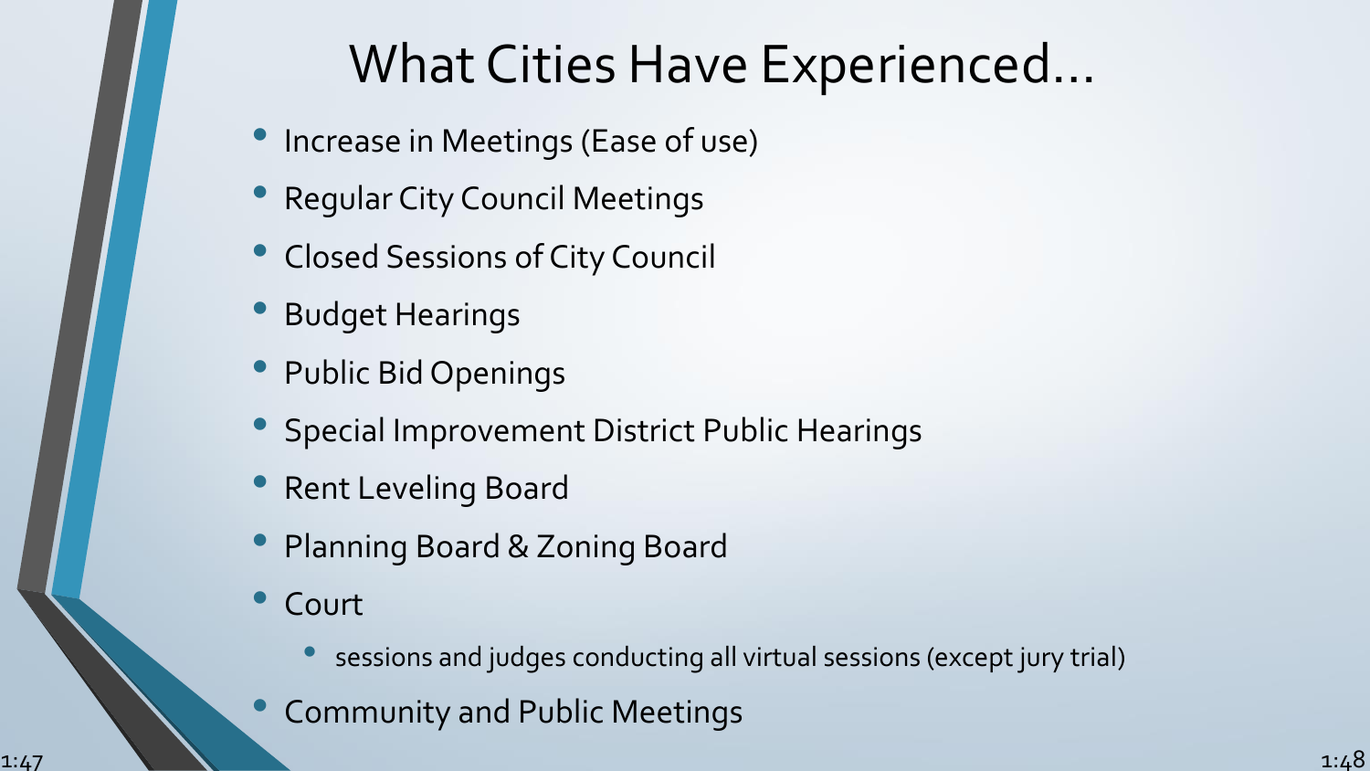# What Cities Have Experienced...

- Increase in Meetings (Ease of use)
- Regular City Council Meetings
- Closed Sessions of City Council
- Budget Hearings
- Public Bid Openings
- Special Improvement District Public Hearings
- Rent Leveling Board
- Planning Board & Zoning Board
- Court
  - sessions and judges conducting all virtual sessions (except jury trial)
- Community and Public Meetings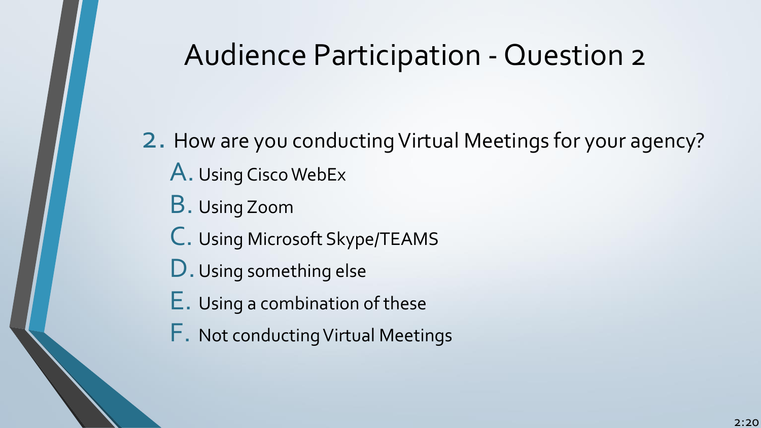# Audience Participation - Question 2

2. How are you conducting Virtual Meetings for your agency?
   - A. Using Cisco WebEx
   - B. Using Zoom
   - C. Using Microsoft Skype/TEAMS
   - D. Using something else
   - E. Using a combination of these
   - F. Not conducting Virtual Meetings

2:20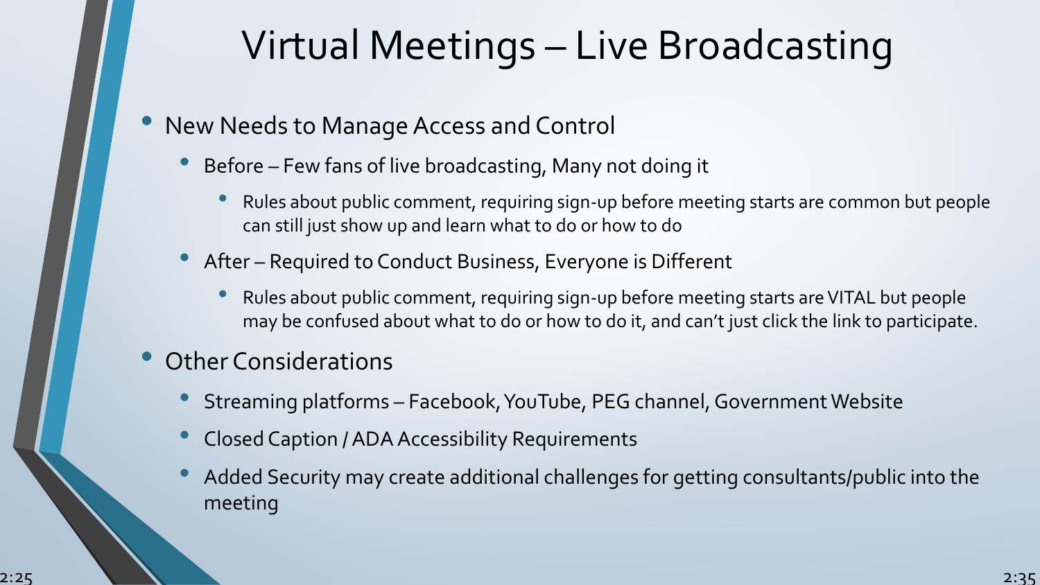# Virtual Meetings – Live Broadcasting

- New Needs to Manage Access and Control
  - Before – Few fans of live broadcasting, Many not doing it
    - Rules about public comment, requiring sign-up before meeting starts are common but people can still just show up and learn what to do or how to do
  - After – Required to Conduct Business, Everyone is Different
    - Rules about public comment, requiring sign-up before meeting starts are VITAL but people may be confused about what to do or how to do it, and can't just click the link to participate.
- Other Considerations
  - Streaming platforms – Facebook, YouTube, PEG channel, Government Website
  - Closed Caption / ADA Accessibility Requirements
  - Added Security may create additional challenges for getting consultants/public into the meeting

2:25

2:35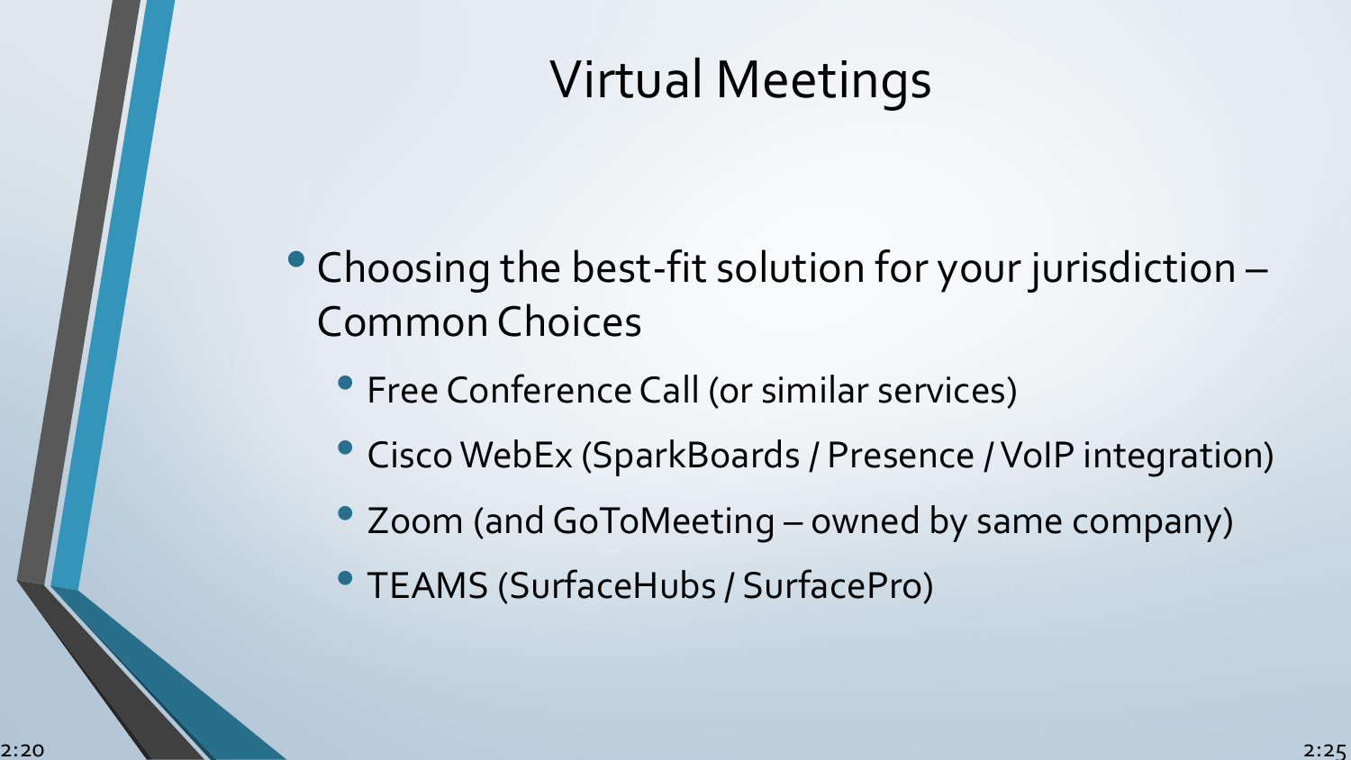# Virtual Meetings

- Choosing the best-fit solution for your jurisdiction – Common Choices
  - Free Conference Call (or similar services)
  - Cisco WebEx (SparkBoards / Presence / VoIP integration)
  - Zoom (and GoToMeeting – owned by same company)
  - TEAMS (SurfaceHubs / SurfacePro)

2:20

2:25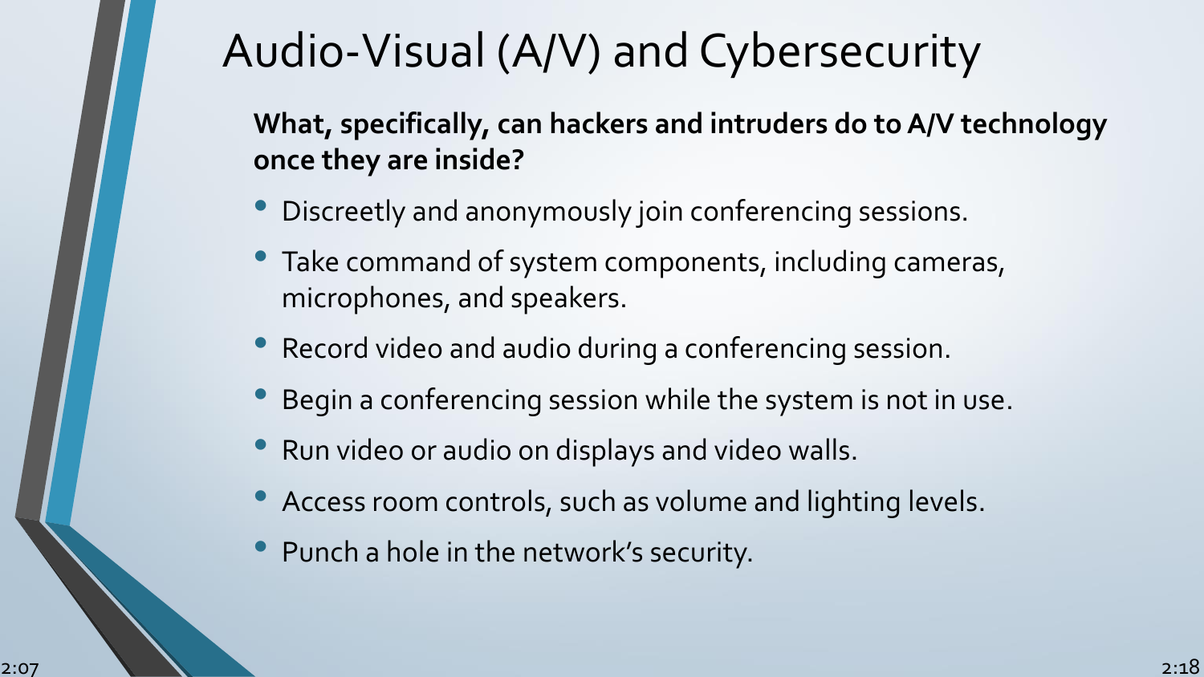# Audio-Visual (A/V) and Cybersecurity

**What, specifically, can hackers and intruders do to A/V technology once they are inside?**

- Discreetly and anonymously join conferencing sessions.
- Take command of system components, including cameras, microphones, and speakers.
- Record video and audio during a conferencing session.
- Begin a conferencing session while the system is not in use.
- Run video or audio on displays and video walls.
- Access room controls, such as volume and lighting levels.
- Punch a hole in the network's security.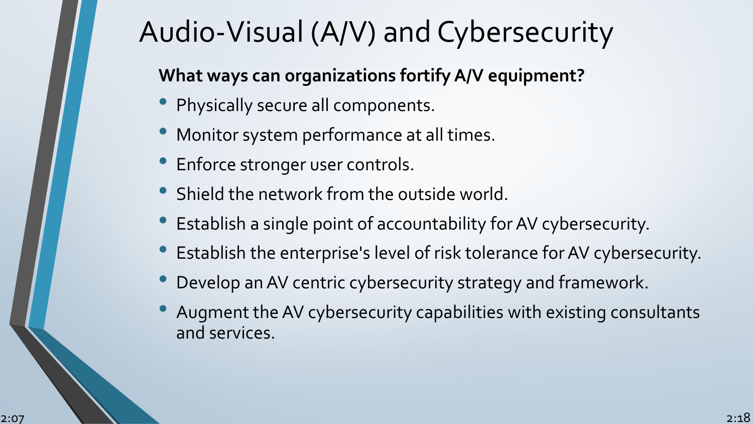# Audio-Visual (A/V) and Cybersecurity

**What ways can organizations fortify A/V equipment?**

- Physically secure all components.
- Monitor system performance at all times.
- Enforce stronger user controls.
- Shield the network from the outside world.
- Establish a single point of accountability for AV cybersecurity.
- Establish the enterprise's level of risk tolerance for AV cybersecurity.
- Develop an AV centric cybersecurity strategy and framework.
- Augment the AV cybersecurity capabilities with existing consultants and services.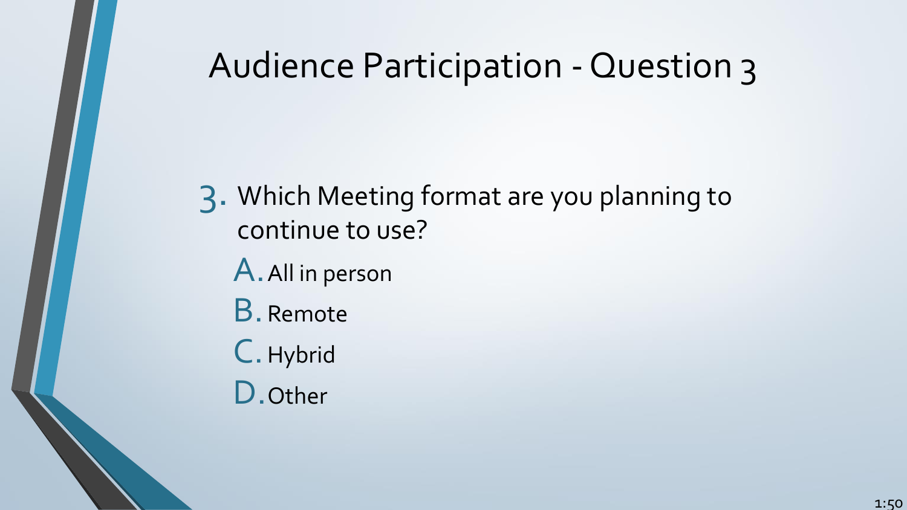# Audience Participation - Question 3

3. Which Meeting format are you planning to continue to use?
   A. All in person
   B. Remote
   C. Hybrid
   D. Other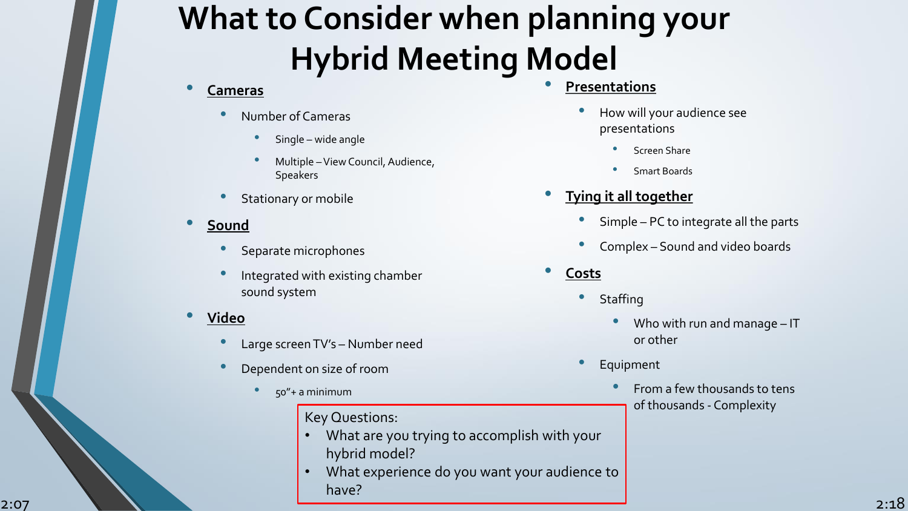# What to Consider when planning your Hybrid Meeting Model

- **Cameras**
  - Number of Cameras
    - Single – wide angle
    - Multiple – View Council, Audience, Speakers
  - Stationary or mobile
- **Sound**
  - Separate microphones
  - Integrated with existing chamber sound system
- **Video**
  - Large screen TV's – Number need
  - Dependent on size of room
    - 50"+ a minimum
- **Presentations**
  - How will your audience see presentations
    - Screen Share
    - Smart Boards
- **Tying it all together**
  - Simple – PC to integrate all the parts
  - Complex – Sound and video boards
- **Costs**
  - Staffing
    - Who with run and manage – IT or other
  - Equipment
    - From a few thousands to tens of thousands - Complexity

Key Questions:

- What are you trying to accomplish with your hybrid model?
- What experience do you want your audience to have?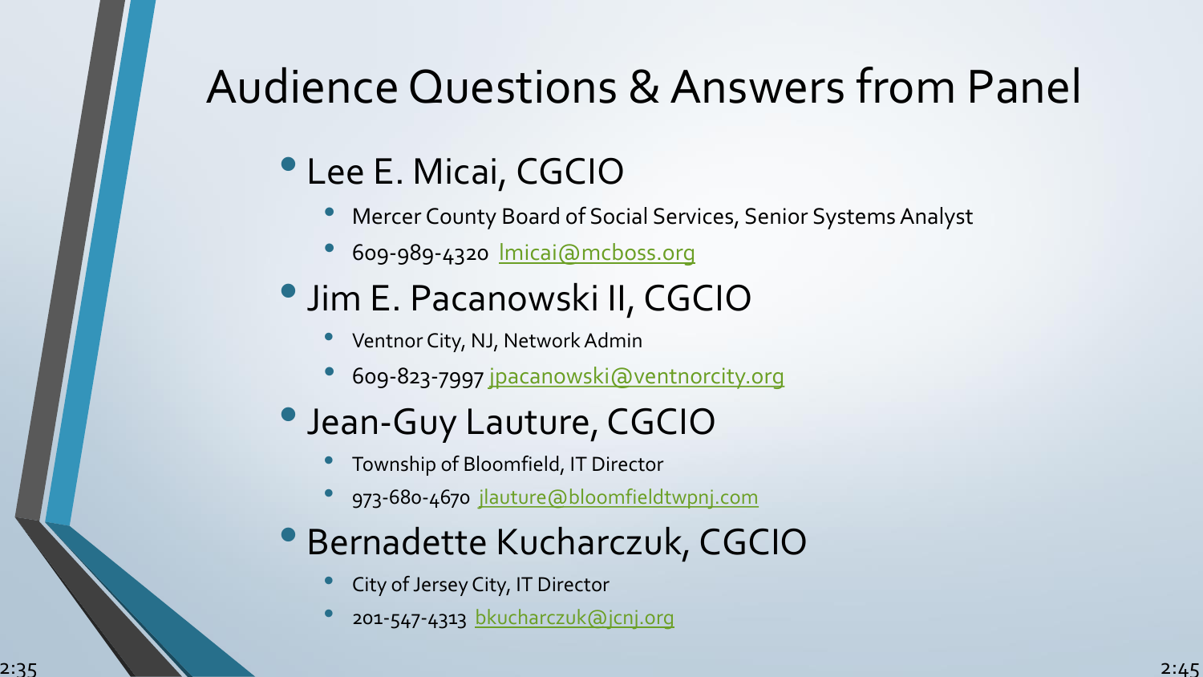# Audience Questions & Answers from Panel

- Lee E. Micai, CGCIO
  - Mercer County Board of Social Services, Senior Systems Analyst
  - 609-989-4320 lmicai@mcboss.org
- Jim E. Pacanowski II, CGCIO
  - Ventnor City, NJ, Network Admin
  - 609-823-7997 jpacanowski@ventnorcity.org
- Jean-Guy Lauture, CGCIO
  - Township of Bloomfield, IT Director
  - 973-680-4670 jlauture@bloomfieldtwpnj.com
- Bernadette Kucharczuk, CGCIO
  - City of Jersey City, IT Director
  - 201-547-4313 bkucharczuk@jcnj.org

2:35

2:45